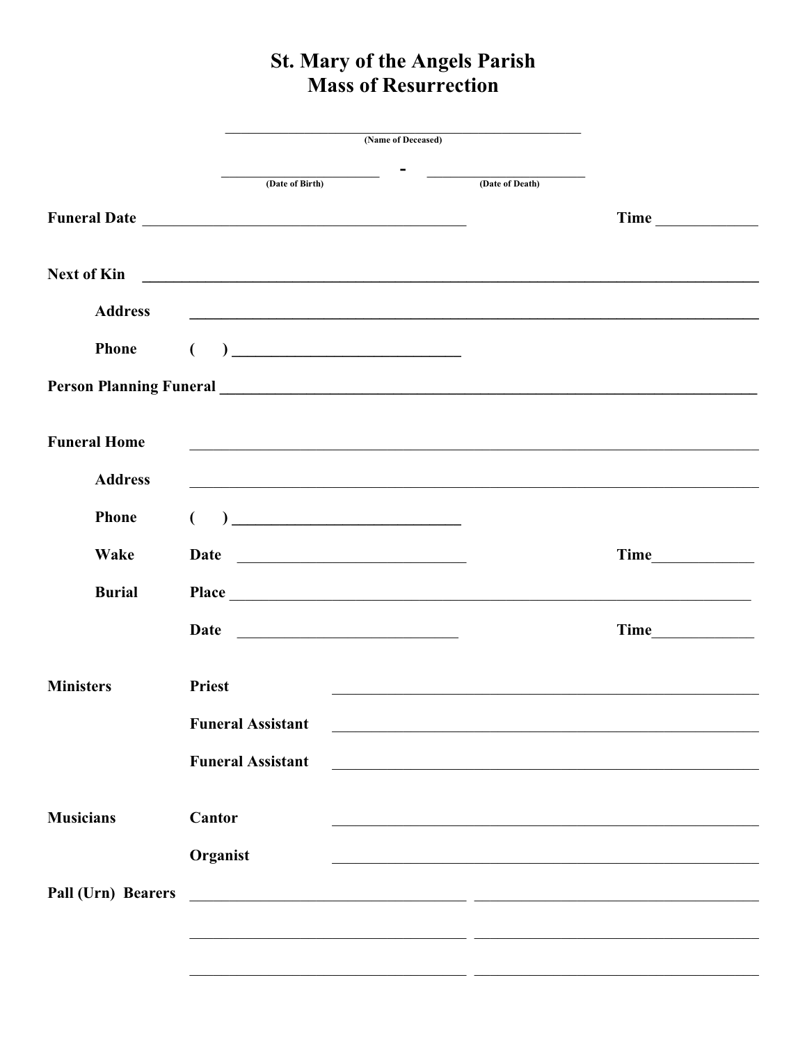# St. Mary of the Angels Parish
# Mass of Resurrection

______________________________________________
(Name of Deceased)

____________________ - ____________________
(Date of Birth) (Date of Death)

**Funeral Date** ________________________________________ **Time** ____________

**Next of Kin** ______________________________________________________________

**Address** ______________________________________________________________

**Phone** (    ) ____________________________

**Person Planning Funeral** ______________________________________________________

**Funeral Home** ______________________________________________________________

**Address** ______________________________________________________________

**Phone** (    ) ____________________________

**Wake** **Date** ____________________________ **Time** ____________

**Burial** **Place** ________________________________________________________

**Date** ____________________________ **Time** ____________

**Ministers** **Priest** ______________________________________________

**Funeral Assistant** ______________________________________________

**Funeral Assistant** ______________________________________________

**Musicians** **Cantor** ______________________________________________

**Organist** ______________________________________________

**Pall (Urn) Bearers** ______________________________ ______________________________

______________________________ ______________________________

______________________________ ______________________________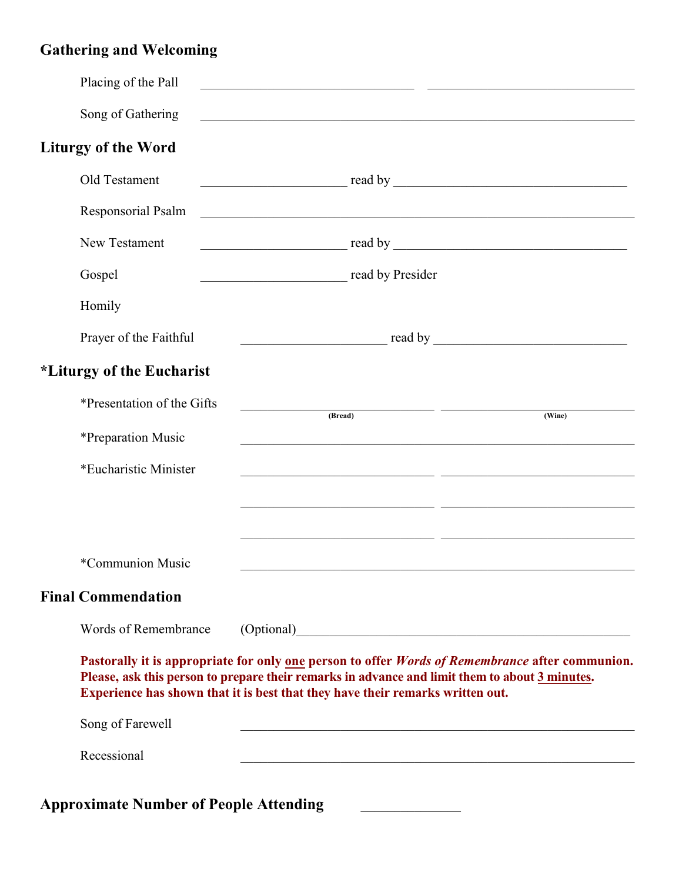## Gathering and Welcoming

Placing of the Pall ______________________________ ______________________________

Song of Gathering ______________________________________________________________

## Liturgy of the Word

Old Testament ____________________ read by ________________________________

Responsorial Psalm ______________________________________________________________

New Testament ____________________ read by ________________________________

Gospel ____________________ read by Presider

Homily

Prayer of the Faithful ____________________ read by ____________________________

## *Liturgy of the Eucharist

*Presentation of the Gifts ___________________________ ___________________________
(Bread) (Wine)

*Preparation Music ______________________________________________________________

*Eucharistic Minister ___________________________ ___________________________

___________________________ ___________________________

___________________________ ___________________________

*Communion Music ______________________________________________________________

## Final Commendation

Words of Remembrance (Optional)______________________________________________

**Pastorally it is appropriate for only one person to offer *Words of Remembrance* after communion. Please, ask this person to prepare their remarks in advance and limit them to about 3 minutes. Experience has shown that it is best that they have their remarks written out.**

Song of Farewell ______________________________________________________________

Recessional ______________________________________________________________

## Approximate Number of People Attending ______________